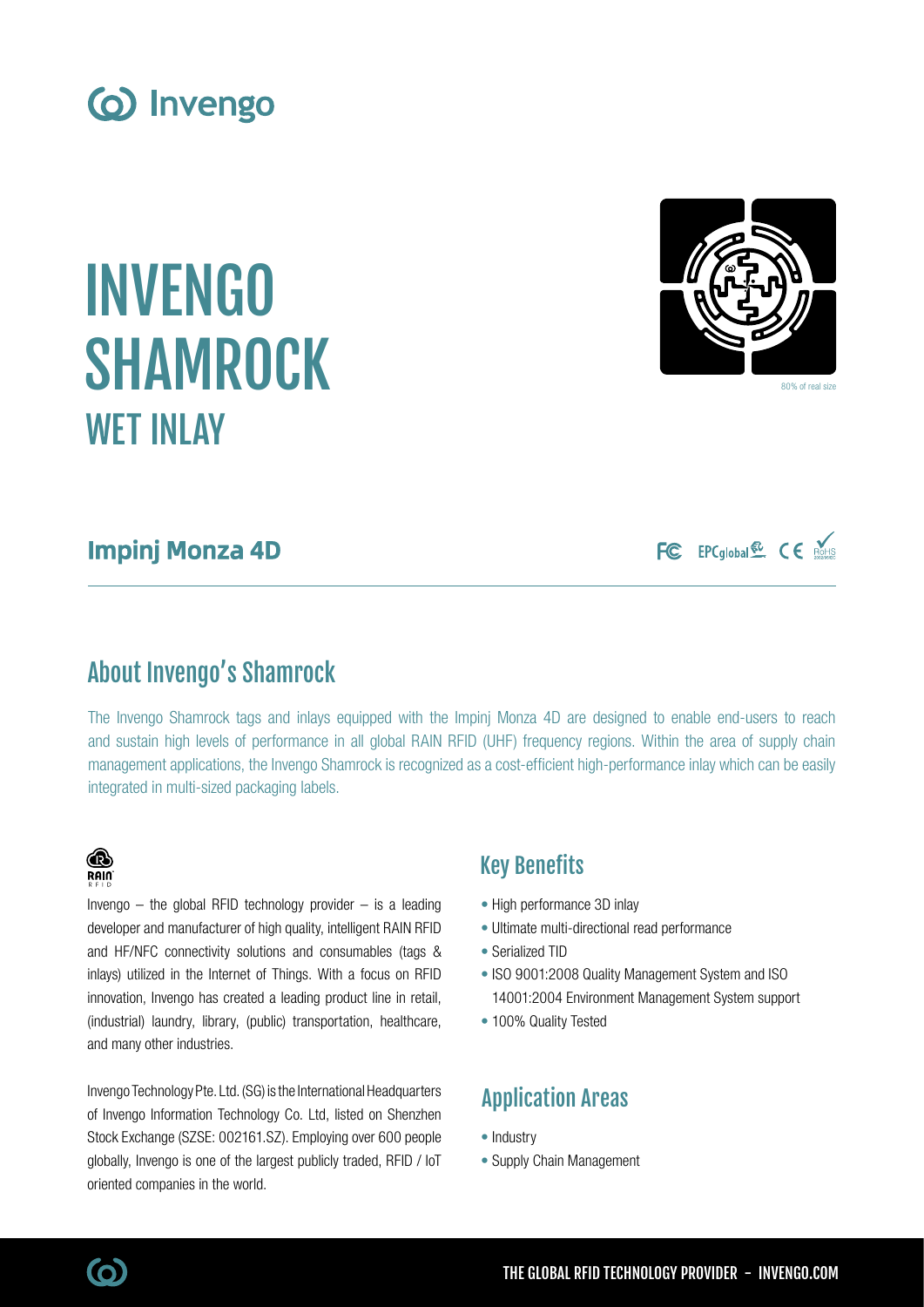# INVENGO SHAMROCK
## WET INLAY

80% of real size

### Impinj Monza 4D

## About Invengo's Shamrock

The Invengo Shamrock tags and inlays equipped with the Impinj Monza 4D are designed to enable end-users to reach and sustain high levels of performance in all global RAIN RFID (UHF) frequency regions. Within the area of supply chain management applications, the Invengo Shamrock is recognized as a cost-efficient high-performance inlay which can be easily integrated in multi-sized packaging labels.

Invengo – the global RFID technology provider – is a leading developer and manufacturer of high quality, intelligent RAIN RFID and HF/NFC connectivity solutions and consumables (tags & inlays) utilized in the Internet of Things. With a focus on RFID innovation, Invengo has created a leading product line in retail, (industrial) laundry, library, (public) transportation, healthcare, and many other industries.

Invengo Technology Pte. Ltd. (SG) is the International Headquarters of Invengo Information Technology Co. Ltd, listed on Shenzhen Stock Exchange (SZSE: 002161.SZ). Employing over 600 people globally, Invengo is one of the largest publicly traded, RFID / IoT oriented companies in the world.

## Key Benefits

- High performance 3D inlay
- Ultimate multi-directional read performance
- Serialized TID
- ISO 9001:2008 Quality Management System and ISO 14001:2004 Environment Management System support
- 100% Quality Tested

## Application Areas

- Industry
- Supply Chain Management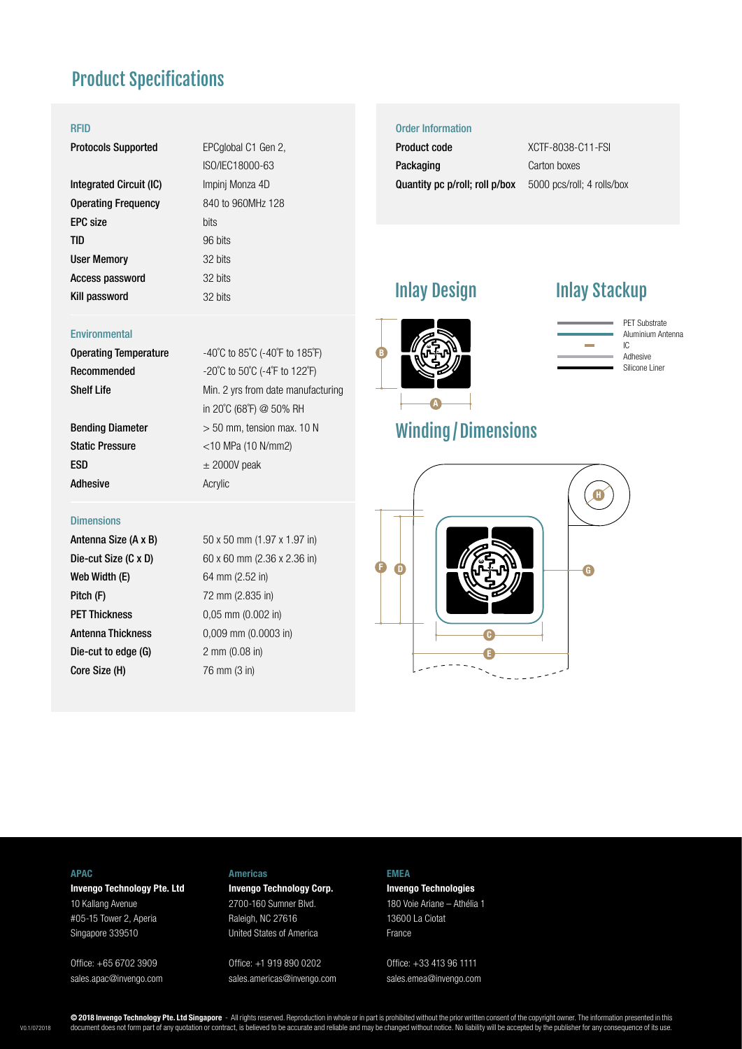# Product Specifications

### RFID

| | |
|---|---|
| **Protocols Supported** | EPCglobal C1 Gen 2, ISO/IEC18000-63 |
| **Integrated Circuit (IC)** | Impinj Monza 4D |
| **Operating Frequency** | 840 to 960MHz 128 |
| **EPC size** | bits |
| **TID** | 96 bits |
| **User Memory** | 32 bits |
| **Access password** | 32 bits |
| **Kill password** | 32 bits |

### Environmental

| | |
|---|---|
| **Operating Temperature** | -40˚C to 85˚C (-40˚F to 185˚F) |
| **Recommended** | -20˚C to 50˚C (-4˚F to 122˚F) |
| **Shelf Life** | Min. 2 yrs from date manufacturing in 20˚C (68˚F) @ 50% RH |
| **Bending Diameter** | > 50 mm, tension max. 10 N |
| **Static Pressure** | <10 MPa (10 N/mm2) |
| **ESD** | ± 2000V peak |
| **Adhesive** | Acrylic |

### Dimensions

| | |
|---|---|
| **Antenna Size (A x B)** | 50 x 50 mm (1.97 x 1.97 in) |
| **Die-cut Size (C x D)** | 60 x 60 mm (2.36 x 2.36 in) |
| **Web Width (E)** | 64 mm (2.52 in) |
| **Pitch (F)** | 72 mm (2.835 in) |
| **PET Thickness** | 0,05 mm (0.002 in) |
| **Antenna Thickness** | 0,009 mm (0.0003 in) |
| **Die-cut to edge (G)** | 2 mm (0.08 in) |
| **Core Size (H)** | 76 mm (3 in) |

### Order Information

| | |
|---|---|
| **Product code** | XCTF-8038-C11-FSI |
| **Packaging** | Carton boxes |
| **Quantity pc p/roll; roll p/box** | 5000 pcs/roll; 4 rolls/box |

## Inlay Design

B

A

## Inlay Stackup

PET Substrate
Aluminium Antenna
IC
Adhesive
Silicone Liner

## Winding / Dimensions

H

F D G

C

E

**APAC**
**Invengo Technology Pte. Ltd**
10 Kallang Avenue
#05-15 Tower 2, Aperia
Singapore 339510

Office: +65 6702 3909
sales.apac@invengo.com

**Americas**
**Invengo Technology Corp.**
2700-160 Sumner Blvd.
Raleigh, NC 27616
United States of America

Office: +1 919 890 0202
sales.americas@invengo.com

**EMEA**
**Invengo Technologies**
180 Voie Ariane – Athélia 1
13600 La Ciotat
France

Office: +33 413 96 1111
sales.emea@invengo.com

V0.1/072018

**© 2018 Invengo Technology Pte. Ltd Singapore** - All rights reserved. Reproduction in whole or in part is prohibited without the prior written consent of the copyright owner. The information presented in this document does not form part of any quotation or contract, is believed to be accurate and reliable and may be changed without notice. No liability will be accepted by the publisher for any consequence of its use.